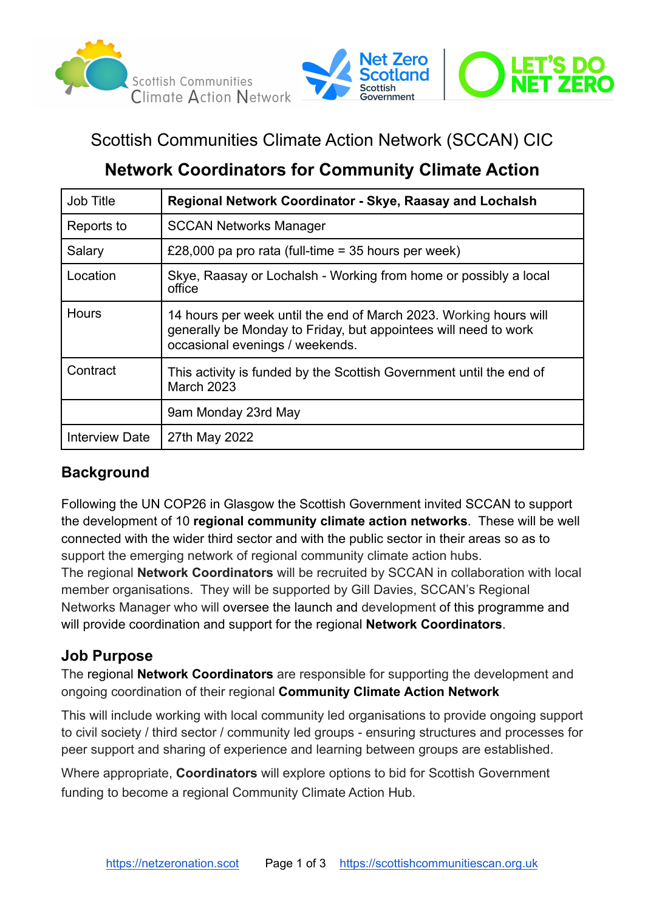Scottish Communities Climate Action Network (SCCAN) CIC

## Network Coordinators for Community Climate Action

| Job Title | **Regional Network Coordinator - Skye, Raasay and Lochalsh** |
|---|---|
| Reports to | SCCAN Networks Manager |
| Salary | £28,000 pa pro rata (full-time = 35 hours per week) |
| Location | Skye, Raasay or Lochalsh - Working from home or possibly a local office |
| Hours | 14 hours per week until the end of March 2023. Working hours will generally be Monday to Friday, but appointees will need to work occasional evenings / weekends. |
| Contract | This activity is funded by the Scottish Government until the end of March 2023 |
| | 9am Monday 23rd May |
| Interview Date | 27th May 2022 |

## Background

Following the UN COP26 in Glasgow the Scottish Government invited SCCAN to support the development of 10 **regional community climate action networks**. These will be well connected with the wider third sector and with the public sector in their areas so as to support the emerging network of regional community climate action hubs.
The regional **Network Coordinators** will be recruited by SCCAN in collaboration with local member organisations. They will be supported by Gill Davies, SCCAN's Regional Networks Manager who will oversee the launch and development of this programme and will provide coordination and support for the regional **Network Coordinators**.

## Job Purpose

The regional **Network Coordinators** are responsible for supporting the development and ongoing coordination of their regional **Community Climate Action Network**

This will include working with local community led organisations to provide ongoing support to civil society / third sector / community led groups - ensuring structures and processes for peer support and sharing of experience and learning between groups are established.

Where appropriate, **Coordinators** will explore options to bid for Scottish Government funding to become a regional Community Climate Action Hub.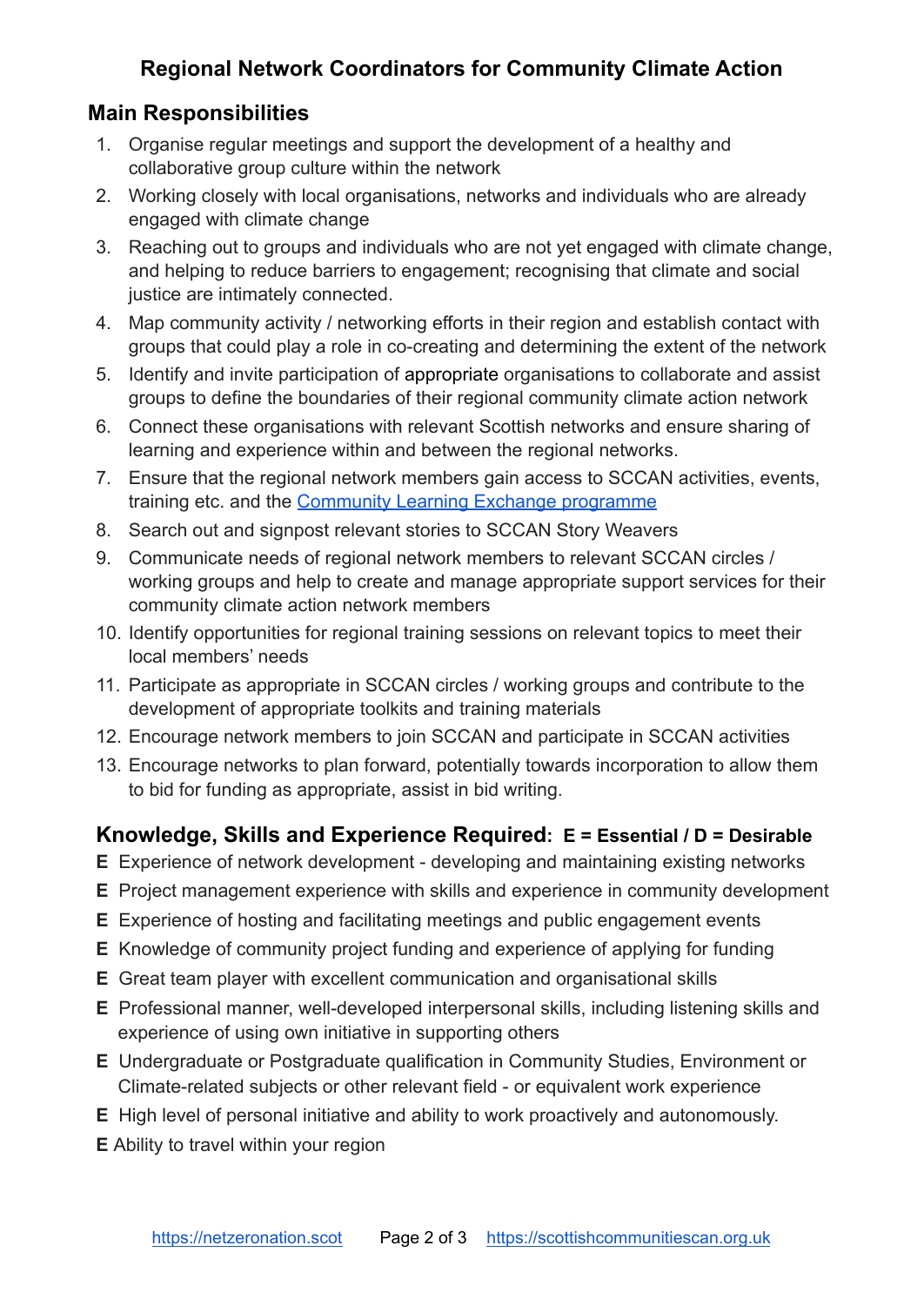# Regional Network Coordinators for Community Climate Action

## Main Responsibilities

1. Organise regular meetings and support the development of a healthy and collaborative group culture within the network
2. Working closely with local organisations, networks and individuals who are already engaged with climate change
3. Reaching out to groups and individuals who are not yet engaged with climate change, and helping to reduce barriers to engagement; recognising that climate and social justice are intimately connected.
4. Map community activity / networking efforts in their region and establish contact with groups that could play a role in co-creating and determining the extent of the network
5. Identify and invite participation of appropriate organisations to collaborate and assist groups to define the boundaries of their regional community climate action network
6. Connect these organisations with relevant Scottish networks and ensure sharing of learning and experience within and between the regional networks.
7. Ensure that the regional network members gain access to SCCAN activities, events, training etc. and the Community Learning Exchange programme
8. Search out and signpost relevant stories to SCCAN Story Weavers
9. Communicate needs of regional network members to relevant SCCAN circles / working groups and help to create and manage appropriate support services for their community climate action network members
10. Identify opportunities for regional training sessions on relevant topics to meet their local members' needs
11. Participate as appropriate in SCCAN circles / working groups and contribute to the development of appropriate toolkits and training materials
12. Encourage network members to join SCCAN and participate in SCCAN activities
13. Encourage networks to plan forward, potentially towards incorporation to allow them to bid for funding as appropriate, assist in bid writing.

## Knowledge, Skills and Experience Required: **E = Essential / D = Desirable**

**E** Experience of network development - developing and maintaining existing networks

**E** Project management experience with skills and experience in community development

**E** Experience of hosting and facilitating meetings and public engagement events

**E** Knowledge of community project funding and experience of applying for funding

**E** Great team player with excellent communication and organisational skills

**E** Professional manner, well-developed interpersonal skills, including listening skills and experience of using own initiative in supporting others

**E** Undergraduate or Postgraduate qualification in Community Studies, Environment or Climate-related subjects or other relevant field - or equivalent work experience

**E** High level of personal initiative and ability to work proactively and autonomously.

**E** Ability to travel within your region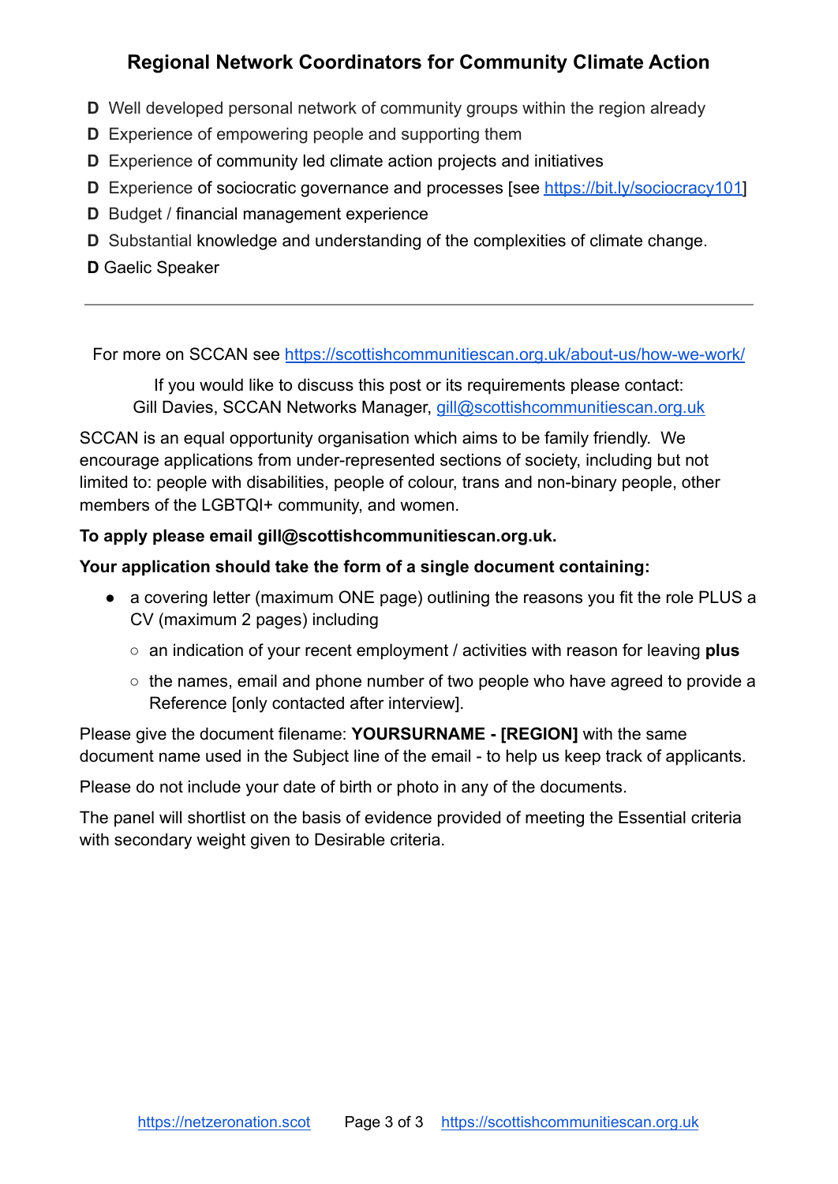# Regional Network Coordinators for Community Climate Action

**D** Well developed personal network of community groups within the region already

**D** Experience of empowering people and supporting them

**D** Experience of community led climate action projects and initiatives

**D** Experience of sociocratic governance and processes [see https://bit.ly/sociocracy101]

**D** Budget / financial management experience

**D** Substantial knowledge and understanding of the complexities of climate change.

**D** Gaelic Speaker

---

For more on SCCAN see https://scottishcommunitiescan.org.uk/about-us/how-we-work/

If you would like to discuss this post or its requirements please contact:
Gill Davies, SCCAN Networks Manager, gill@scottishcommunitiescan.org.uk

SCCAN is an equal opportunity organisation which aims to be family friendly. We encourage applications from under-represented sections of society, including but not limited to: people with disabilities, people of colour, trans and non-binary people, other members of the LGBTQI+ community, and women.

**To apply please email gill@scottishcommunitiescan.org.uk.**

**Your application should take the form of a single document containing:**

- a covering letter (maximum ONE page) outlining the reasons you fit the role PLUS a CV (maximum 2 pages) including
  - an indication of your recent employment / activities with reason for leaving **plus**
  - the names, email and phone number of two people who have agreed to provide a Reference [only contacted after interview].

Please give the document filename: **YOURSURNAME - [REGION]** with the same document name used in the Subject line of the email - to help us keep track of applicants.

Please do not include your date of birth or photo in any of the documents.

The panel will shortlist on the basis of evidence provided of meeting the Essential criteria with secondary weight given to Desirable criteria.